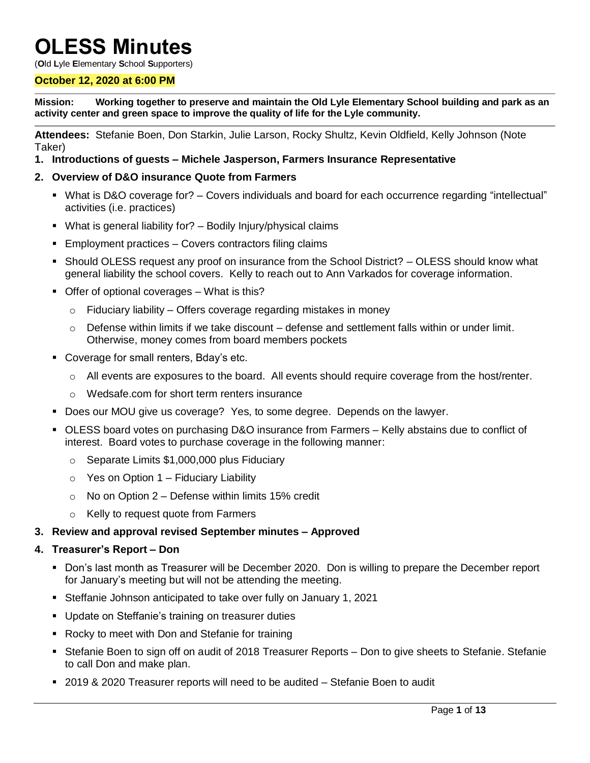# OLESS Minutes

(**O**ld **L**yle **E**lementary **S**chool **S**upporters)

**October 12, 2020 at 6:00 PM**

**Mission: Working together to preserve and maintain the Old Lyle Elementary School building and park as an activity center and green space to improve the quality of life for the Lyle community.**

**Attendees:** Stefanie Boen, Don Starkin, Julie Larson, Rocky Shultz, Kevin Oldfield, Kelly Johnson (Note Taker)

1. **Introductions of guests – Michele Jasperson, Farmers Insurance Representative**
2. **Overview of D&O insurance Quote from Farmers**
   - What is D&O coverage for? – Covers individuals and board for each occurrence regarding "intellectual" activities (i.e. practices)
   - What is general liability for? – Bodily Injury/physical claims
   - Employment practices – Covers contractors filing claims
   - Should OLESS request any proof on insurance from the School District? – OLESS should know what general liability the school covers. Kelly to reach out to Ann Varkados for coverage information.
   - Offer of optional coverages – What is this?
     - Fiduciary liability – Offers coverage regarding mistakes in money
     - Defense within limits if we take discount – defense and settlement falls within or under limit. Otherwise, money comes from board members pockets
   - Coverage for small renters, Bday's etc.
     - All events are exposures to the board. All events should require coverage from the host/renter.
     - Wedsafe.com for short term renters insurance
   - Does our MOU give us coverage? Yes, to some degree. Depends on the lawyer.
   - OLESS board votes on purchasing D&O insurance from Farmers – Kelly abstains due to conflict of interest. Board votes to purchase coverage in the following manner:
     - Separate Limits $1,000,000 plus Fiduciary
     - Yes on Option 1 – Fiduciary Liability
     - No on Option 2 – Defense within limits 15% credit
     - Kelly to request quote from Farmers
3. **Review and approval revised September minutes – Approved**
4. **Treasurer's Report – Don**
   - Don's last month as Treasurer will be December 2020. Don is willing to prepare the December report for January's meeting but will not be attending the meeting.
   - Steffanie Johnson anticipated to take over fully on January 1, 2021
   - Update on Steffanie's training on treasurer duties
   - Rocky to meet with Don and Stefanie for training
   - Stefanie Boen to sign off on audit of 2018 Treasurer Reports – Don to give sheets to Stefanie. Stefanie to call Don and make plan.
   - 2019 & 2020 Treasurer reports will need to be audited – Stefanie Boen to audit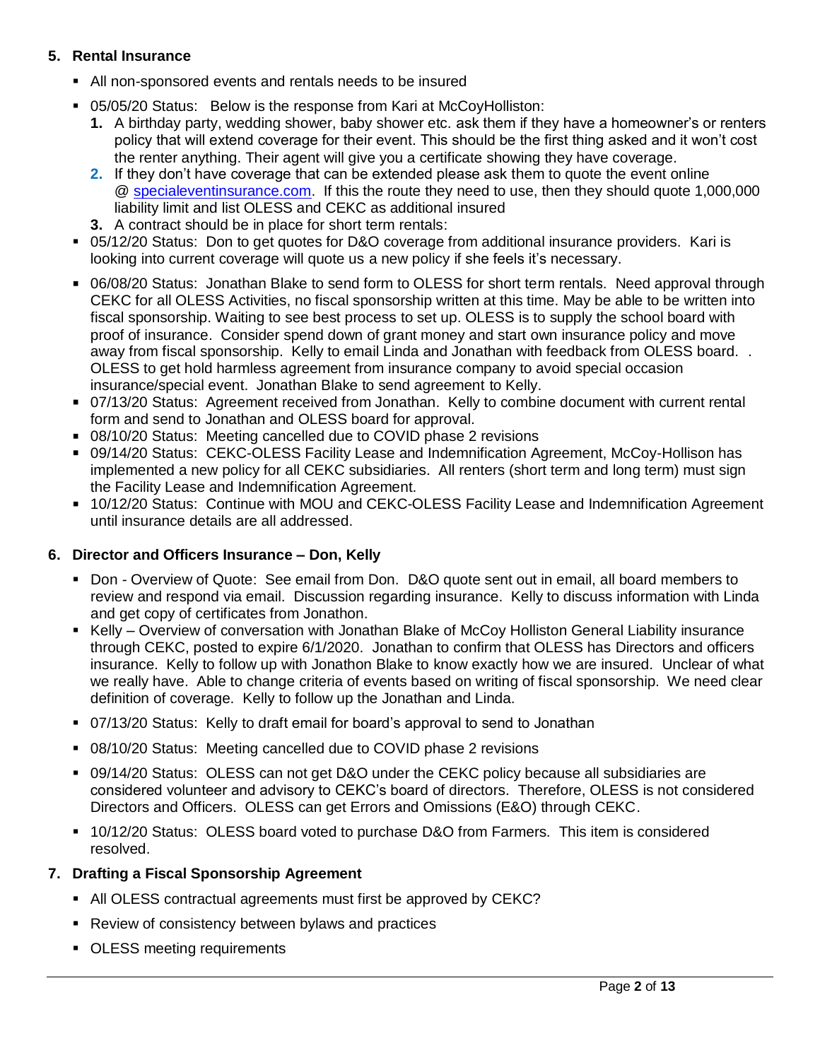5. **Rental Insurance**

   - All non-sponsored events and rentals needs to be insured
   - 05/05/20 Status: Below is the response from Kari at McCoyHolliston:
     1. A birthday party, wedding shower, baby shower etc. ask them if they have a homeowner's or renters policy that will extend coverage for their event. This should be the first thing asked and it won't cost the renter anything. Their agent will give you a certificate showing they have coverage.
     2. If they don't have coverage that can be extended please ask them to quote the event online @ specialeventinsurance.com. If this the route they need to use, then they should quote 1,000,000 liability limit and list OLESS and CEKC as additional insured
     3. A contract should be in place for short term rentals:
   - 05/12/20 Status: Don to get quotes for D&O coverage from additional insurance providers. Kari is looking into current coverage will quote us a new policy if she feels it's necessary.
   - 06/08/20 Status: Jonathan Blake to send form to OLESS for short term rentals. Need approval through CEKC for all OLESS Activities, no fiscal sponsorship written at this time. May be able to be written into fiscal sponsorship. Waiting to see best process to set up. OLESS is to supply the school board with proof of insurance. Consider spend down of grant money and start own insurance policy and move away from fiscal sponsorship. Kelly to email Linda and Jonathan with feedback from OLESS board. . OLESS to get hold harmless agreement from insurance company to avoid special occasion insurance/special event. Jonathan Blake to send agreement to Kelly.
   - 07/13/20 Status: Agreement received from Jonathan. Kelly to combine document with current rental form and send to Jonathan and OLESS board for approval.
   - 08/10/20 Status: Meeting cancelled due to COVID phase 2 revisions
   - 09/14/20 Status: CEKC-OLESS Facility Lease and Indemnification Agreement, McCoy-Hollison has implemented a new policy for all CEKC subsidiaries. All renters (short term and long term) must sign the Facility Lease and Indemnification Agreement.
   - 10/12/20 Status: Continue with MOU and CEKC-OLESS Facility Lease and Indemnification Agreement until insurance details are all addressed.

6. **Director and Officers Insurance – Don, Kelly**

   - Don - Overview of Quote: See email from Don. D&O quote sent out in email, all board members to review and respond via email. Discussion regarding insurance. Kelly to discuss information with Linda and get copy of certificates from Jonathon.
   - Kelly – Overview of conversation with Jonathan Blake of McCoy Holliston General Liability insurance through CEKC, posted to expire 6/1/2020. Jonathan to confirm that OLESS has Directors and officers insurance. Kelly to follow up with Jonathon Blake to know exactly how we are insured. Unclear of what we really have. Able to change criteria of events based on writing of fiscal sponsorship. We need clear definition of coverage. Kelly to follow up the Jonathan and Linda.
   - 07/13/20 Status: Kelly to draft email for board's approval to send to Jonathan
   - 08/10/20 Status: Meeting cancelled due to COVID phase 2 revisions
   - 09/14/20 Status: OLESS can not get D&O under the CEKC policy because all subsidiaries are considered volunteer and advisory to CEKC's board of directors. Therefore, OLESS is not considered Directors and Officers. OLESS can get Errors and Omissions (E&O) through CEKC.
   - 10/12/20 Status: OLESS board voted to purchase D&O from Farmers. This item is considered resolved.

7. **Drafting a Fiscal Sponsorship Agreement**

   - All OLESS contractual agreements must first be approved by CEKC?
   - Review of consistency between bylaws and practices
   - OLESS meeting requirements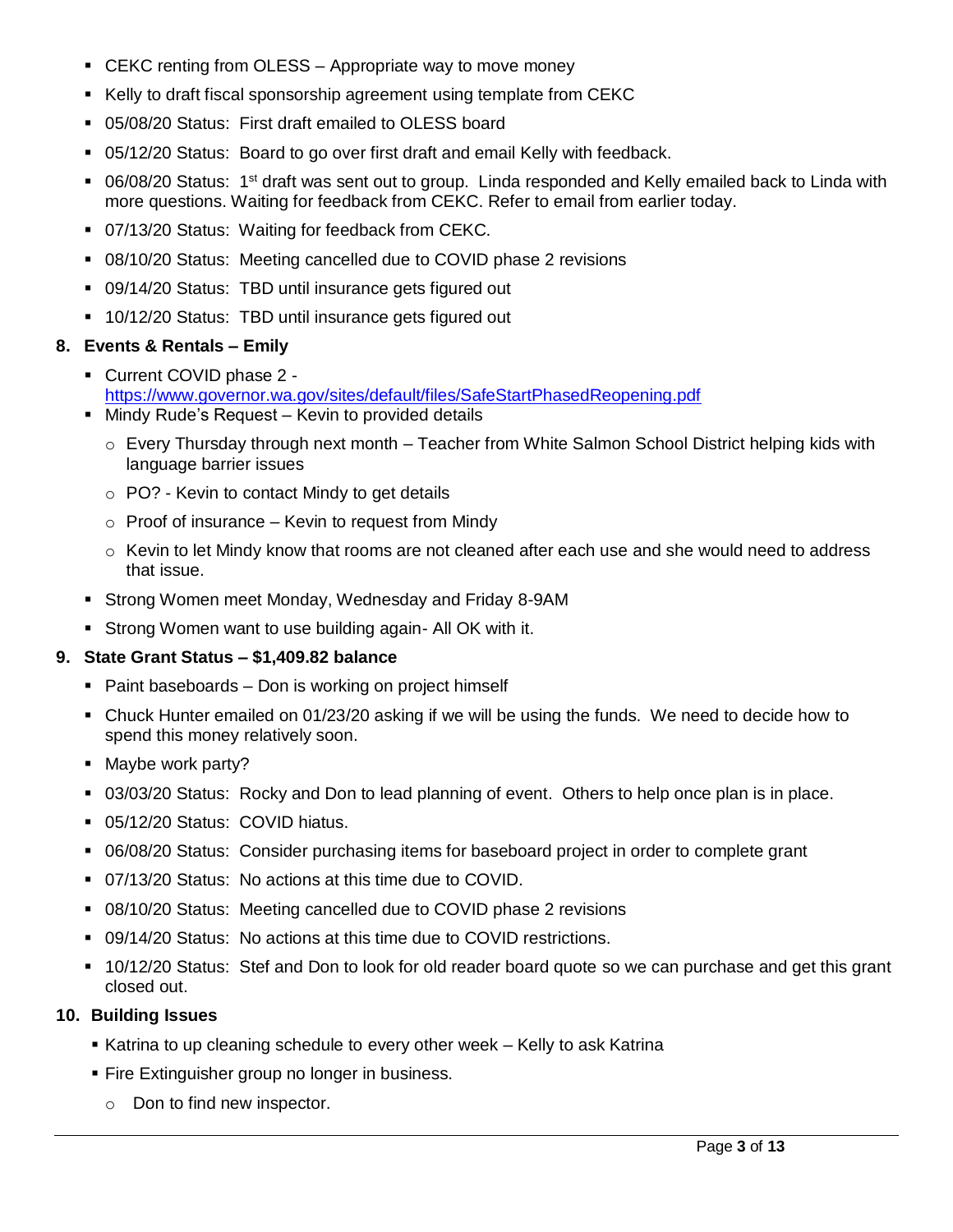- CEKC renting from OLESS – Appropriate way to move money
- Kelly to draft fiscal sponsorship agreement using template from CEKC
- 05/08/20 Status: First draft emailed to OLESS board
- 05/12/20 Status: Board to go over first draft and email Kelly with feedback.
- 06/08/20 Status: 1st draft was sent out to group. Linda responded and Kelly emailed back to Linda with more questions. Waiting for feedback from CEKC. Refer to email from earlier today.
- 07/13/20 Status: Waiting for feedback from CEKC.
- 08/10/20 Status: Meeting cancelled due to COVID phase 2 revisions
- 09/14/20 Status: TBD until insurance gets figured out
- 10/12/20 Status: TBD until insurance gets figured out

**8. Events & Rentals – Emily**

- Current COVID phase 2 - https://www.governor.wa.gov/sites/default/files/SafeStartPhasedReopening.pdf
- Mindy Rude's Request – Kevin to provided details
  - Every Thursday through next month – Teacher from White Salmon School District helping kids with language barrier issues
  - PO? - Kevin to contact Mindy to get details
  - Proof of insurance – Kevin to request from Mindy
  - Kevin to let Mindy know that rooms are not cleaned after each use and she would need to address that issue.
- Strong Women meet Monday, Wednesday and Friday 8-9AM
- Strong Women want to use building again- All OK with it.

**9. State Grant Status – $1,409.82 balance**

- Paint baseboards – Don is working on project himself
- Chuck Hunter emailed on 01/23/20 asking if we will be using the funds. We need to decide how to spend this money relatively soon.
- Maybe work party?
- 03/03/20 Status: Rocky and Don to lead planning of event. Others to help once plan is in place.
- 05/12/20 Status: COVID hiatus.
- 06/08/20 Status: Consider purchasing items for baseboard project in order to complete grant
- 07/13/20 Status: No actions at this time due to COVID.
- 08/10/20 Status: Meeting cancelled due to COVID phase 2 revisions
- 09/14/20 Status: No actions at this time due to COVID restrictions.
- 10/12/20 Status: Stef and Don to look for old reader board quote so we can purchase and get this grant closed out.

**10. Building Issues**

- Katrina to up cleaning schedule to every other week – Kelly to ask Katrina
- Fire Extinguisher group no longer in business.
  - Don to find new inspector.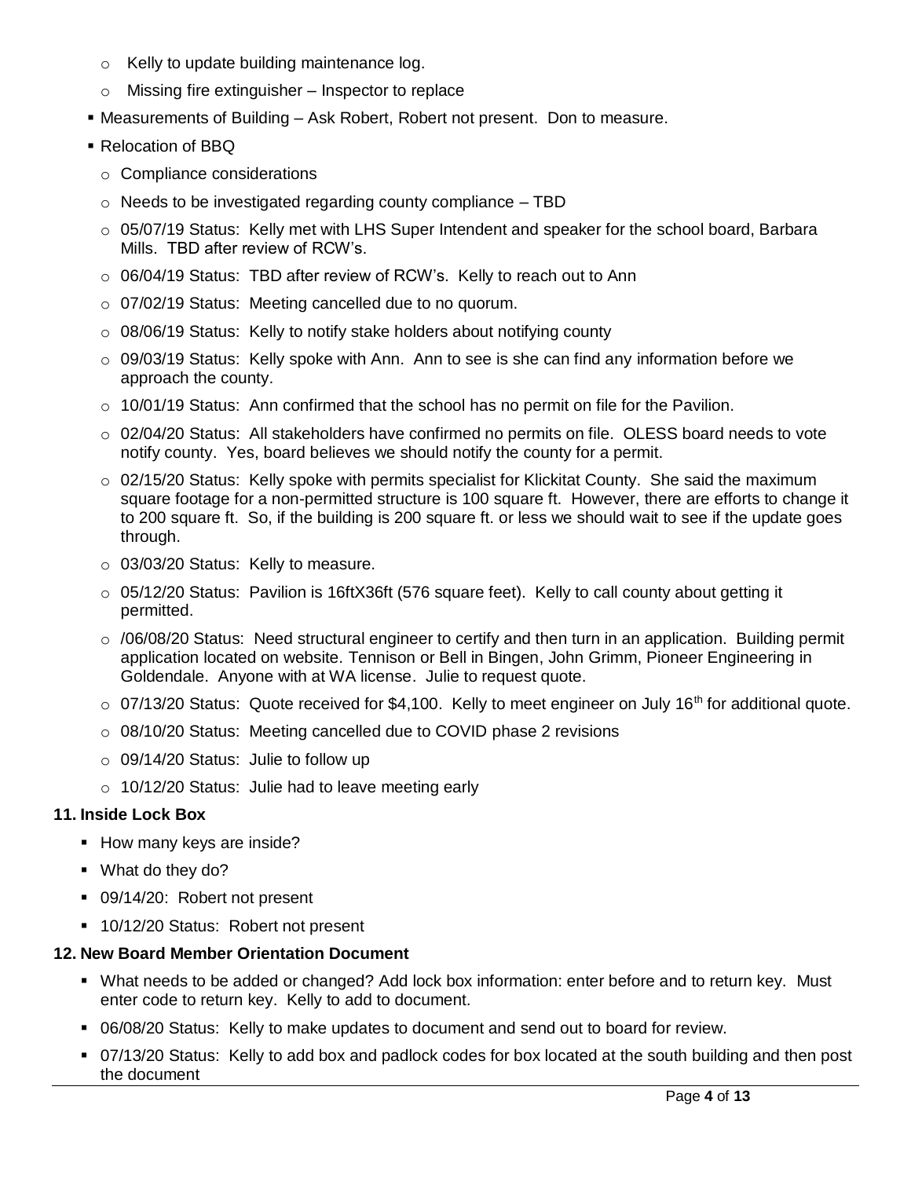- Kelly to update building maintenance log.
  - Missing fire extinguisher – Inspector to replace
- Measurements of Building – Ask Robert, Robert not present. Don to measure.
- Relocation of BBQ
  - Compliance considerations
  - Needs to be investigated regarding county compliance – TBD
  - 05/07/19 Status: Kelly met with LHS Super Intendent and speaker for the school board, Barbara Mills. TBD after review of RCW's.
  - 06/04/19 Status: TBD after review of RCW's. Kelly to reach out to Ann
  - 07/02/19 Status: Meeting cancelled due to no quorum.
  - 08/06/19 Status: Kelly to notify stake holders about notifying county
  - 09/03/19 Status: Kelly spoke with Ann. Ann to see is she can find any information before we approach the county.
  - 10/01/19 Status: Ann confirmed that the school has no permit on file for the Pavilion.
  - 02/04/20 Status: All stakeholders have confirmed no permits on file. OLESS board needs to vote notify county. Yes, board believes we should notify the county for a permit.
  - 02/15/20 Status: Kelly spoke with permits specialist for Klickitat County. She said the maximum square footage for a non-permitted structure is 100 square ft. However, there are efforts to change it to 200 square ft. So, if the building is 200 square ft. or less we should wait to see if the update goes through.
  - 03/03/20 Status: Kelly to measure.
  - 05/12/20 Status: Pavilion is 16ftX36ft (576 square feet). Kelly to call county about getting it permitted.
  - /06/08/20 Status: Need structural engineer to certify and then turn in an application. Building permit application located on website. Tennison or Bell in Bingen, John Grimm, Pioneer Engineering in Goldendale. Anyone with at WA license. Julie to request quote.
  - 07/13/20 Status: Quote received for $4,100. Kelly to meet engineer on July 16th for additional quote.
  - 08/10/20 Status: Meeting cancelled due to COVID phase 2 revisions
  - 09/14/20 Status: Julie to follow up
  - 10/12/20 Status: Julie had to leave meeting early

**11. Inside Lock Box**

- How many keys are inside?
- What do they do?
- 09/14/20: Robert not present
- 10/12/20 Status: Robert not present

**12. New Board Member Orientation Document**

- What needs to be added or changed? Add lock box information: enter before and to return key. Must enter code to return key. Kelly to add to document.
- 06/08/20 Status: Kelly to make updates to document and send out to board for review.
- 07/13/20 Status: Kelly to add box and padlock codes for box located at the south building and then post the document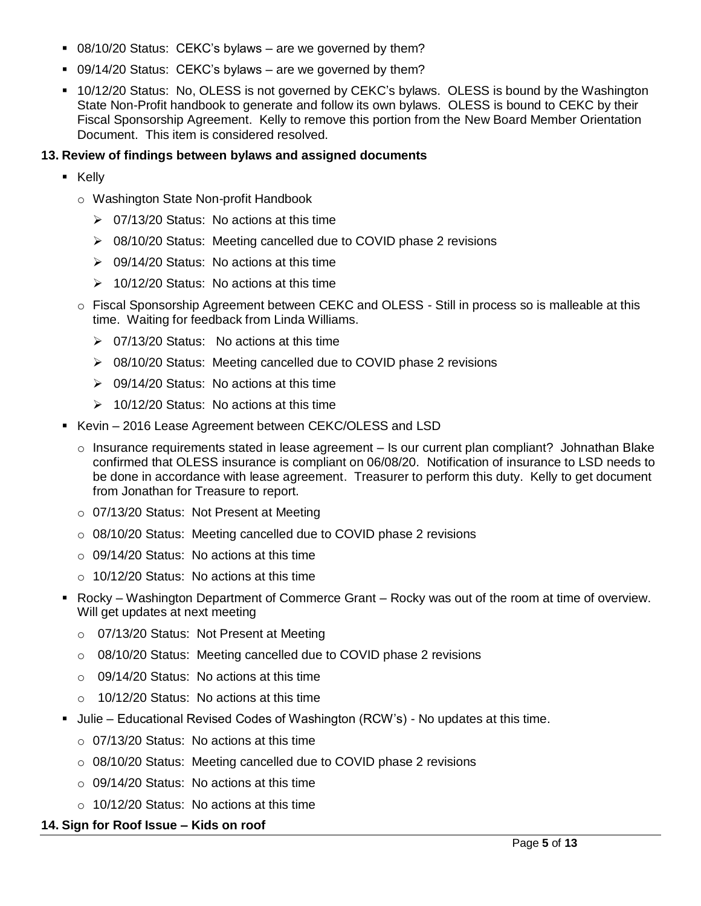- 08/10/20 Status: CEKC's bylaws – are we governed by them?
- 09/14/20 Status: CEKC's bylaws – are we governed by them?
- 10/12/20 Status: No, OLESS is not governed by CEKC's bylaws. OLESS is bound by the Washington State Non-Profit handbook to generate and follow its own bylaws. OLESS is bound to CEKC by their Fiscal Sponsorship Agreement. Kelly to remove this portion from the New Board Member Orientation Document. This item is considered resolved.

**13. Review of findings between bylaws and assigned documents**

- Kelly
  - Washington State Non-profit Handbook
    - 07/13/20 Status: No actions at this time
    - 08/10/20 Status: Meeting cancelled due to COVID phase 2 revisions
    - 09/14/20 Status: No actions at this time
    - 10/12/20 Status: No actions at this time
  - Fiscal Sponsorship Agreement between CEKC and OLESS - Still in process so is malleable at this time. Waiting for feedback from Linda Williams.
    - 07/13/20 Status: No actions at this time
    - 08/10/20 Status: Meeting cancelled due to COVID phase 2 revisions
    - 09/14/20 Status: No actions at this time
    - 10/12/20 Status: No actions at this time
- Kevin – 2016 Lease Agreement between CEKC/OLESS and LSD
  - Insurance requirements stated in lease agreement – Is our current plan compliant? Johnathan Blake confirmed that OLESS insurance is compliant on 06/08/20. Notification of insurance to LSD needs to be done in accordance with lease agreement. Treasurer to perform this duty. Kelly to get document from Jonathan for Treasure to report.
  - 07/13/20 Status: Not Present at Meeting
  - 08/10/20 Status: Meeting cancelled due to COVID phase 2 revisions
  - 09/14/20 Status: No actions at this time
  - 10/12/20 Status: No actions at this time
- Rocky – Washington Department of Commerce Grant – Rocky was out of the room at time of overview. Will get updates at next meeting
  - 07/13/20 Status: Not Present at Meeting
  - 08/10/20 Status: Meeting cancelled due to COVID phase 2 revisions
  - 09/14/20 Status: No actions at this time
  - 10/12/20 Status: No actions at this time
- Julie – Educational Revised Codes of Washington (RCW's) - No updates at this time.
  - 07/13/20 Status: No actions at this time
  - 08/10/20 Status: Meeting cancelled due to COVID phase 2 revisions
  - 09/14/20 Status: No actions at this time
  - 10/12/20 Status: No actions at this time

**14. Sign for Roof Issue – Kids on roof**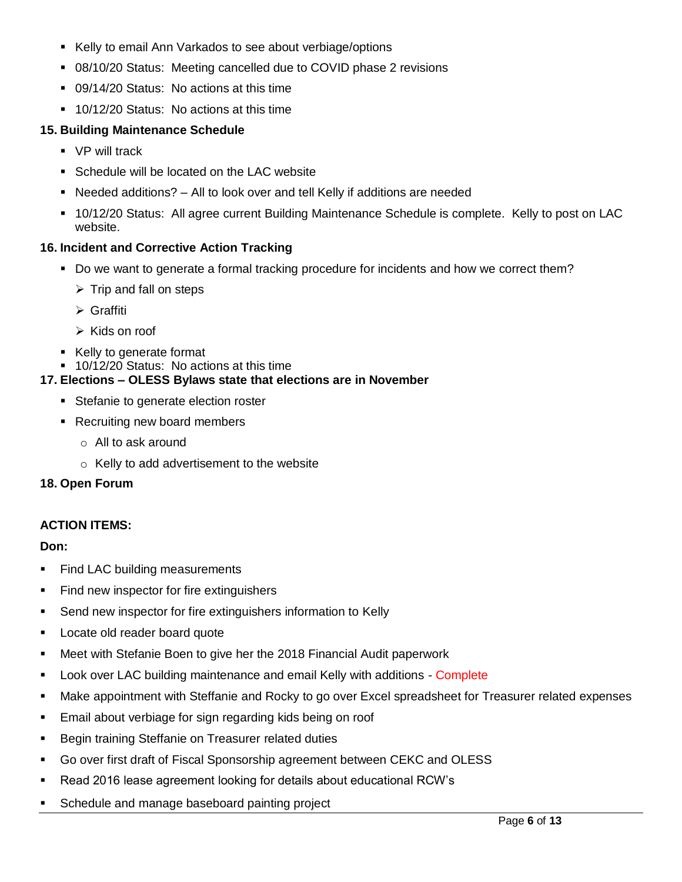- Kelly to email Ann Varkados to see about verbiage/options
- 08/10/20 Status: Meeting cancelled due to COVID phase 2 revisions
- 09/14/20 Status: No actions at this time
- 10/12/20 Status: No actions at this time

**15. Building Maintenance Schedule**

- VP will track
- Schedule will be located on the LAC website
- Needed additions? – All to look over and tell Kelly if additions are needed
- 10/12/20 Status: All agree current Building Maintenance Schedule is complete. Kelly to post on LAC website.

**16. Incident and Corrective Action Tracking**

- Do we want to generate a formal tracking procedure for incidents and how we correct them?
  - Trip and fall on steps
  - Graffiti
  - Kids on roof
- Kelly to generate format
- 10/12/20 Status: No actions at this time

**17. Elections – OLESS Bylaws state that elections are in November**

- Stefanie to generate election roster
- Recruiting new board members
  - All to ask around
  - Kelly to add advertisement to the website

**18. Open Forum**

**ACTION ITEMS:**

**Don:**

- Find LAC building measurements
- Find new inspector for fire extinguishers
- Send new inspector for fire extinguishers information to Kelly
- Locate old reader board quote
- Meet with Stefanie Boen to give her the 2018 Financial Audit paperwork
- Look over LAC building maintenance and email Kelly with additions - Complete
- Make appointment with Steffanie and Rocky to go over Excel spreadsheet for Treasurer related expenses
- Email about verbiage for sign regarding kids being on roof
- Begin training Steffanie on Treasurer related duties
- Go over first draft of Fiscal Sponsorship agreement between CEKC and OLESS
- Read 2016 lease agreement looking for details about educational RCW's
- Schedule and manage baseboard painting project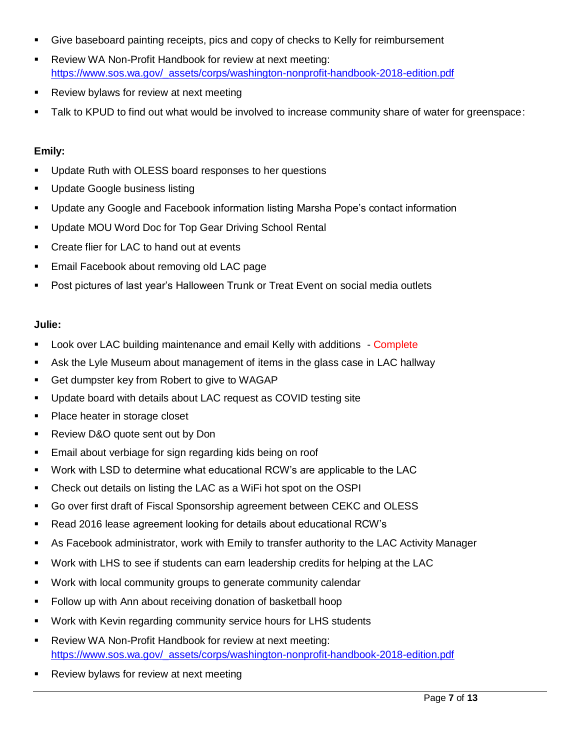- Give baseboard painting receipts, pics and copy of checks to Kelly for reimbursement
- Review WA Non-Profit Handbook for review at next meeting: https://www.sos.wa.gov/_assets/corps/washington-nonprofit-handbook-2018-edition.pdf
- Review bylaws for review at next meeting
- Talk to KPUD to find out what would be involved to increase community share of water for greenspace:

**Emily:**

- Update Ruth with OLESS board responses to her questions
- Update Google business listing
- Update any Google and Facebook information listing Marsha Pope's contact information
- Update MOU Word Doc for Top Gear Driving School Rental
- Create flier for LAC to hand out at events
- Email Facebook about removing old LAC page
- Post pictures of last year's Halloween Trunk or Treat Event on social media outlets

**Julie:**

- Look over LAC building maintenance and email Kelly with additions - Complete
- Ask the Lyle Museum about management of items in the glass case in LAC hallway
- Get dumpster key from Robert to give to WAGAP
- Update board with details about LAC request as COVID testing site
- Place heater in storage closet
- Review D&O quote sent out by Don
- Email about verbiage for sign regarding kids being on roof
- Work with LSD to determine what educational RCW's are applicable to the LAC
- Check out details on listing the LAC as a WiFi hot spot on the OSPI
- Go over first draft of Fiscal Sponsorship agreement between CEKC and OLESS
- Read 2016 lease agreement looking for details about educational RCW's
- As Facebook administrator, work with Emily to transfer authority to the LAC Activity Manager
- Work with LHS to see if students can earn leadership credits for helping at the LAC
- Work with local community groups to generate community calendar
- Follow up with Ann about receiving donation of basketball hoop
- Work with Kevin regarding community service hours for LHS students
- Review WA Non-Profit Handbook for review at next meeting: https://www.sos.wa.gov/_assets/corps/washington-nonprofit-handbook-2018-edition.pdf
- Review bylaws for review at next meeting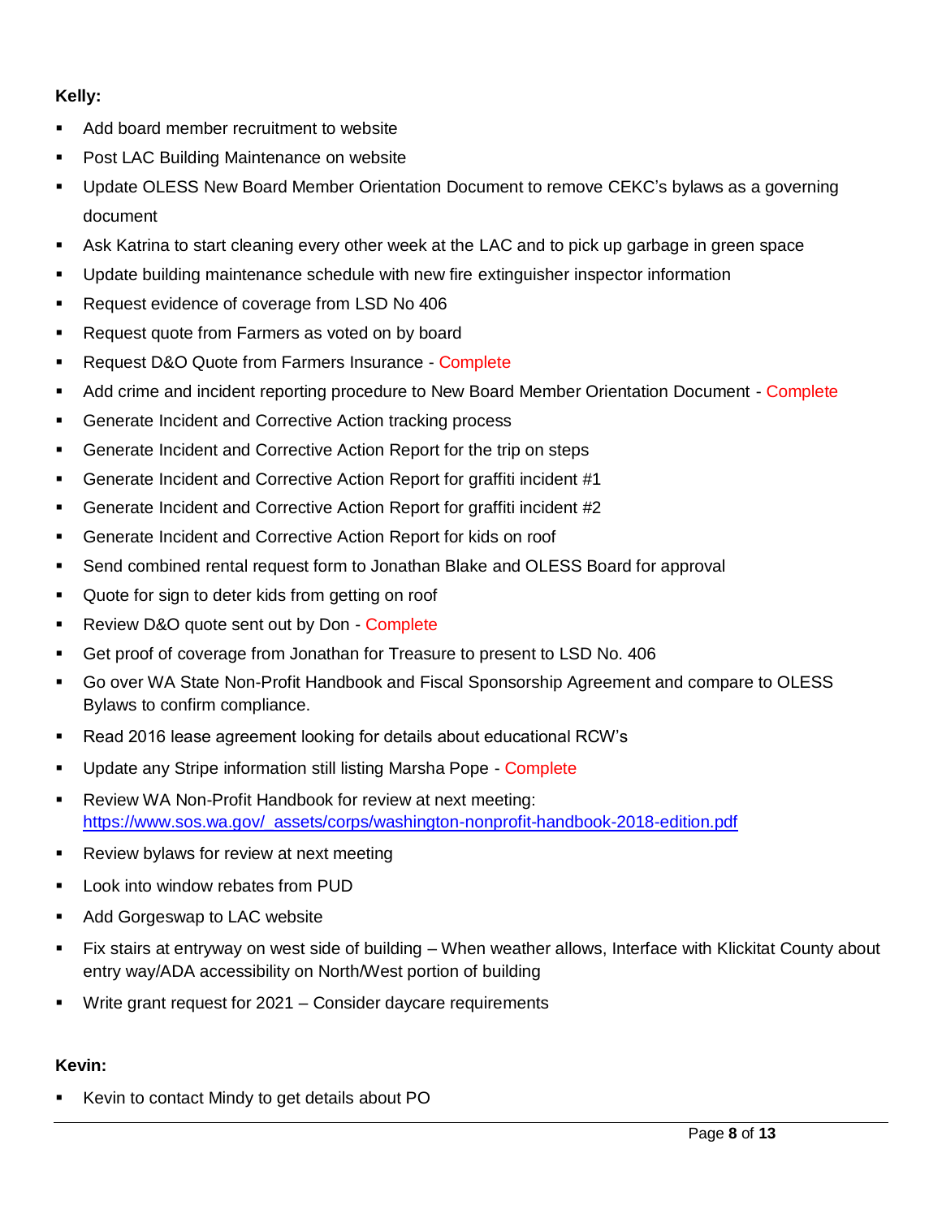**Kelly:**

- Add board member recruitment to website
- Post LAC Building Maintenance on website
- Update OLESS New Board Member Orientation Document to remove CEKC's bylaws as a governing document
- Ask Katrina to start cleaning every other week at the LAC and to pick up garbage in green space
- Update building maintenance schedule with new fire extinguisher inspector information
- Request evidence of coverage from LSD No 406
- Request quote from Farmers as voted on by board
- Request D&O Quote from Farmers Insurance - Complete
- Add crime and incident reporting procedure to New Board Member Orientation Document - Complete
- Generate Incident and Corrective Action tracking process
- Generate Incident and Corrective Action Report for the trip on steps
- Generate Incident and Corrective Action Report for graffiti incident #1
- Generate Incident and Corrective Action Report for graffiti incident #2
- Generate Incident and Corrective Action Report for kids on roof
- Send combined rental request form to Jonathan Blake and OLESS Board for approval
- Quote for sign to deter kids from getting on roof
- Review D&O quote sent out by Don - Complete
- Get proof of coverage from Jonathan for Treasure to present to LSD No. 406
- Go over WA State Non-Profit Handbook and Fiscal Sponsorship Agreement and compare to OLESS Bylaws to confirm compliance.
- Read 2016 lease agreement looking for details about educational RCW's
- Update any Stripe information still listing Marsha Pope - Complete
- Review WA Non-Profit Handbook for review at next meeting: https://www.sos.wa.gov/_assets/corps/washington-nonprofit-handbook-2018-edition.pdf
- Review bylaws for review at next meeting
- Look into window rebates from PUD
- Add Gorgeswap to LAC website
- Fix stairs at entryway on west side of building – When weather allows, Interface with Klickitat County about entry way/ADA accessibility on North/West portion of building
- Write grant request for 2021 – Consider daycare requirements

**Kevin:**

- Kevin to contact Mindy to get details about PO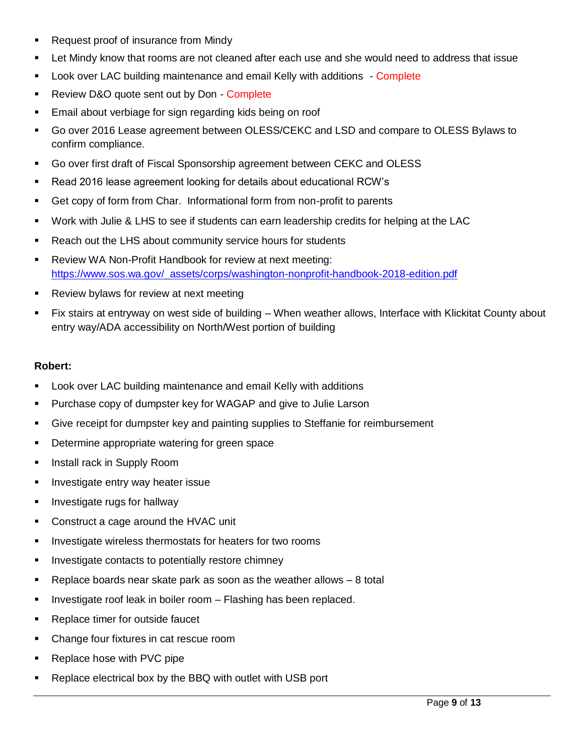- Request proof of insurance from Mindy
- Let Mindy know that rooms are not cleaned after each use and she would need to address that issue
- Look over LAC building maintenance and email Kelly with additions - Complete
- Review D&O quote sent out by Don - Complete
- Email about verbiage for sign regarding kids being on roof
- Go over 2016 Lease agreement between OLESS/CEKC and LSD and compare to OLESS Bylaws to confirm compliance.
- Go over first draft of Fiscal Sponsorship agreement between CEKC and OLESS
- Read 2016 lease agreement looking for details about educational RCW's
- Get copy of form from Char. Informational form from non-profit to parents
- Work with Julie & LHS to see if students can earn leadership credits for helping at the LAC
- Reach out the LHS about community service hours for students
- Review WA Non-Profit Handbook for review at next meeting: https://www.sos.wa.gov/_assets/corps/washington-nonprofit-handbook-2018-edition.pdf
- Review bylaws for review at next meeting
- Fix stairs at entryway on west side of building – When weather allows, Interface with Klickitat County about entry way/ADA accessibility on North/West portion of building

**Robert:**

- Look over LAC building maintenance and email Kelly with additions
- Purchase copy of dumpster key for WAGAP and give to Julie Larson
- Give receipt for dumpster key and painting supplies to Steffanie for reimbursement
- Determine appropriate watering for green space
- Install rack in Supply Room
- Investigate entry way heater issue
- Investigate rugs for hallway
- Construct a cage around the HVAC unit
- Investigate wireless thermostats for heaters for two rooms
- Investigate contacts to potentially restore chimney
- Replace boards near skate park as soon as the weather allows – 8 total
- Investigate roof leak in boiler room – Flashing has been replaced.
- Replace timer for outside faucet
- Change four fixtures in cat rescue room
- Replace hose with PVC pipe
- Replace electrical box by the BBQ with outlet with USB port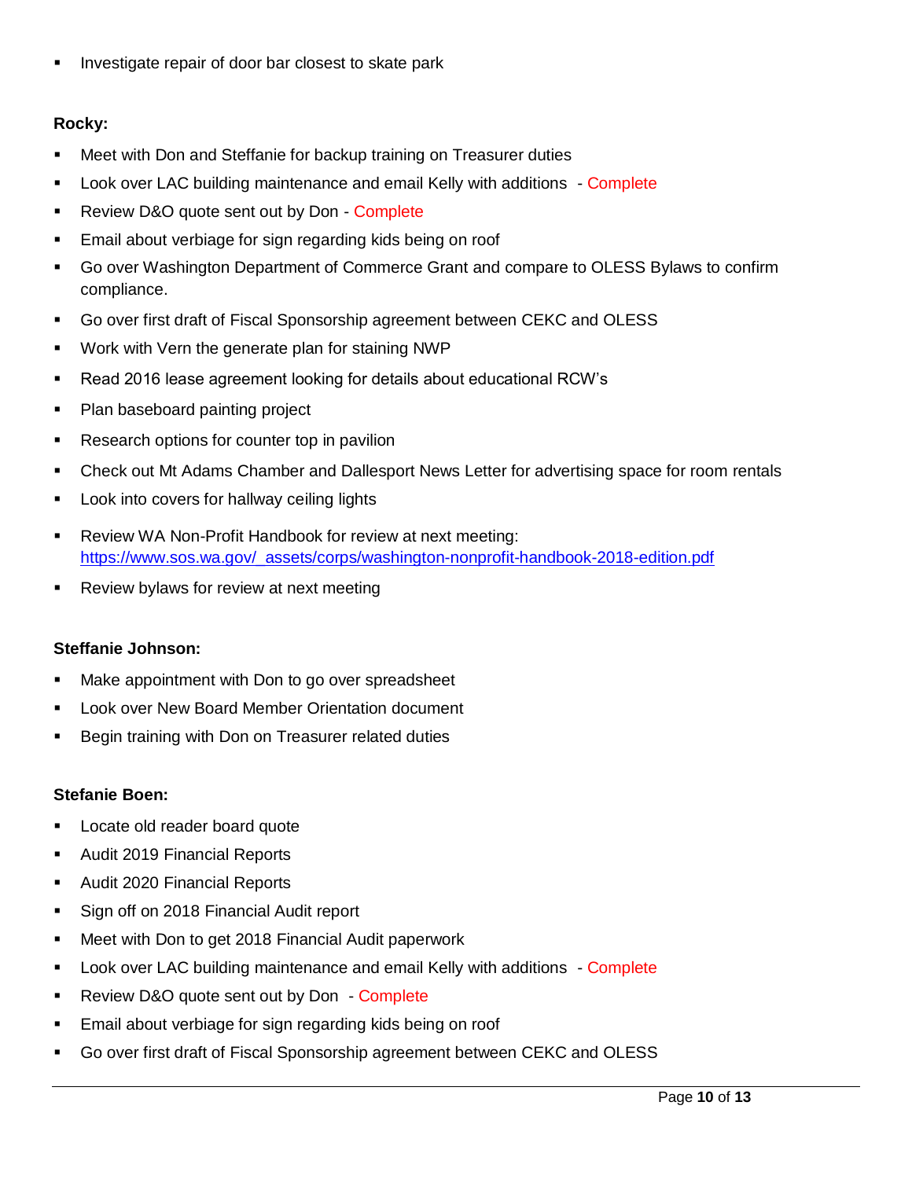- Investigate repair of door bar closest to skate park

**Rocky:**

- Meet with Don and Steffanie for backup training on Treasurer duties
- Look over LAC building maintenance and email Kelly with additions - Complete
- Review D&O quote sent out by Don - Complete
- Email about verbiage for sign regarding kids being on roof
- Go over Washington Department of Commerce Grant and compare to OLESS Bylaws to confirm compliance.
- Go over first draft of Fiscal Sponsorship agreement between CEKC and OLESS
- Work with Vern the generate plan for staining NWP
- Read 2016 lease agreement looking for details about educational RCW's
- Plan baseboard painting project
- Research options for counter top in pavilion
- Check out Mt Adams Chamber and Dallesport News Letter for advertising space for room rentals
- Look into covers for hallway ceiling lights
- Review WA Non-Profit Handbook for review at next meeting: https://www.sos.wa.gov/_assets/corps/washington-nonprofit-handbook-2018-edition.pdf
- Review bylaws for review at next meeting

**Steffanie Johnson:**

- Make appointment with Don to go over spreadsheet
- Look over New Board Member Orientation document
- Begin training with Don on Treasurer related duties

**Stefanie Boen:**

- Locate old reader board quote
- Audit 2019 Financial Reports
- Audit 2020 Financial Reports
- Sign off on 2018 Financial Audit report
- Meet with Don to get 2018 Financial Audit paperwork
- Look over LAC building maintenance and email Kelly with additions - Complete
- Review D&O quote sent out by Don - Complete
- Email about verbiage for sign regarding kids being on roof
- Go over first draft of Fiscal Sponsorship agreement between CEKC and OLESS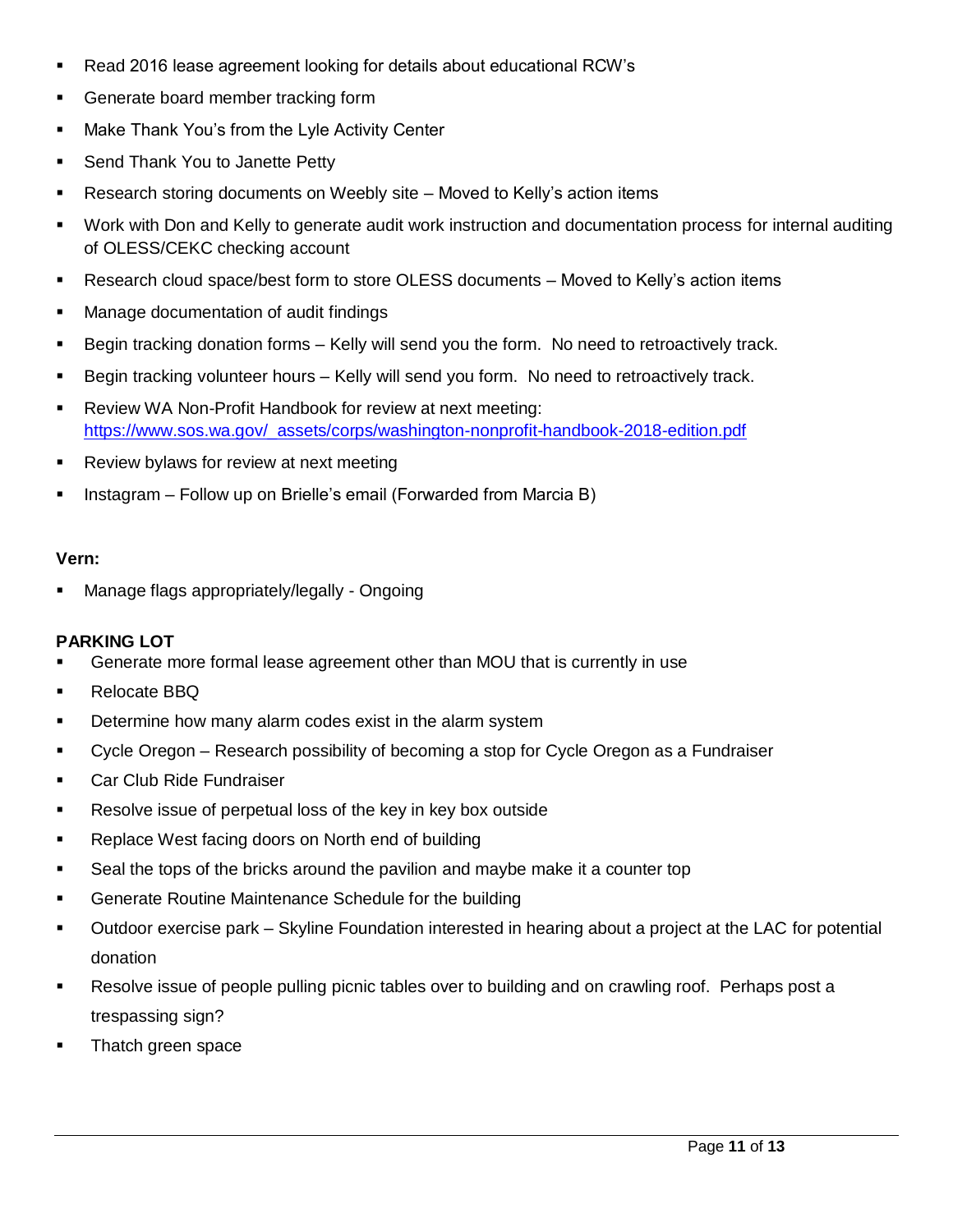- Read 2016 lease agreement looking for details about educational RCW's
- Generate board member tracking form
- Make Thank You's from the Lyle Activity Center
- Send Thank You to Janette Petty
- Research storing documents on Weebly site – Moved to Kelly's action items
- Work with Don and Kelly to generate audit work instruction and documentation process for internal auditing of OLESS/CEKC checking account
- Research cloud space/best form to store OLESS documents – Moved to Kelly's action items
- Manage documentation of audit findings
- Begin tracking donation forms – Kelly will send you the form. No need to retroactively track.
- Begin tracking volunteer hours – Kelly will send you form. No need to retroactively track.
- Review WA Non-Profit Handbook for review at next meeting: https://www.sos.wa.gov/_assets/corps/washington-nonprofit-handbook-2018-edition.pdf
- Review bylaws for review at next meeting
- Instagram – Follow up on Brielle's email (Forwarded from Marcia B)

**Vern:**

- Manage flags appropriately/legally - Ongoing

**PARKING LOT**

- Generate more formal lease agreement other than MOU that is currently in use
- Relocate BBQ
- Determine how many alarm codes exist in the alarm system
- Cycle Oregon – Research possibility of becoming a stop for Cycle Oregon as a Fundraiser
- Car Club Ride Fundraiser
- Resolve issue of perpetual loss of the key in key box outside
- Replace West facing doors on North end of building
- Seal the tops of the bricks around the pavilion and maybe make it a counter top
- Generate Routine Maintenance Schedule for the building
- Outdoor exercise park – Skyline Foundation interested in hearing about a project at the LAC for potential donation
- Resolve issue of people pulling picnic tables over to building and on crawling roof. Perhaps post a trespassing sign?
- Thatch green space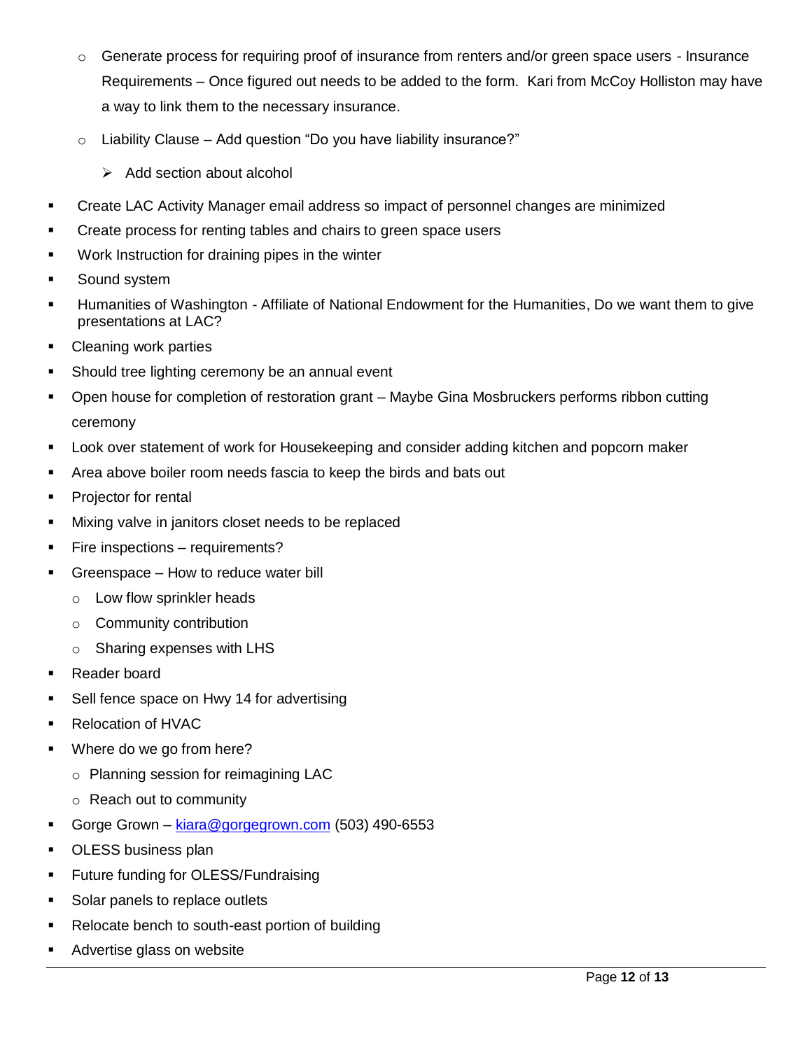- Generate process for requiring proof of insurance from renters and/or green space users - Insurance Requirements – Once figured out needs to be added to the form. Kari from McCoy Holliston may have a way to link them to the necessary insurance.
  - Liability Clause – Add question "Do you have liability insurance?"
    - Add section about alcohol
- Create LAC Activity Manager email address so impact of personnel changes are minimized
- Create process for renting tables and chairs to green space users
- Work Instruction for draining pipes in the winter
- Sound system
- Humanities of Washington - Affiliate of National Endowment for the Humanities, Do we want them to give presentations at LAC?
- Cleaning work parties
- Should tree lighting ceremony be an annual event
- Open house for completion of restoration grant – Maybe Gina Mosbruckers performs ribbon cutting ceremony
- Look over statement of work for Housekeeping and consider adding kitchen and popcorn maker
- Area above boiler room needs fascia to keep the birds and bats out
- Projector for rental
- Mixing valve in janitors closet needs to be replaced
- Fire inspections – requirements?
- Greenspace – How to reduce water bill
  - Low flow sprinkler heads
  - Community contribution
  - Sharing expenses with LHS
- Reader board
- Sell fence space on Hwy 14 for advertising
- Relocation of HVAC
- Where do we go from here?
  - Planning session for reimagining LAC
  - Reach out to community
- Gorge Grown – kiara@gorgegrown.com (503) 490-6553
- OLESS business plan
- Future funding for OLESS/Fundraising
- Solar panels to replace outlets
- Relocate bench to south-east portion of building
- Advertise glass on website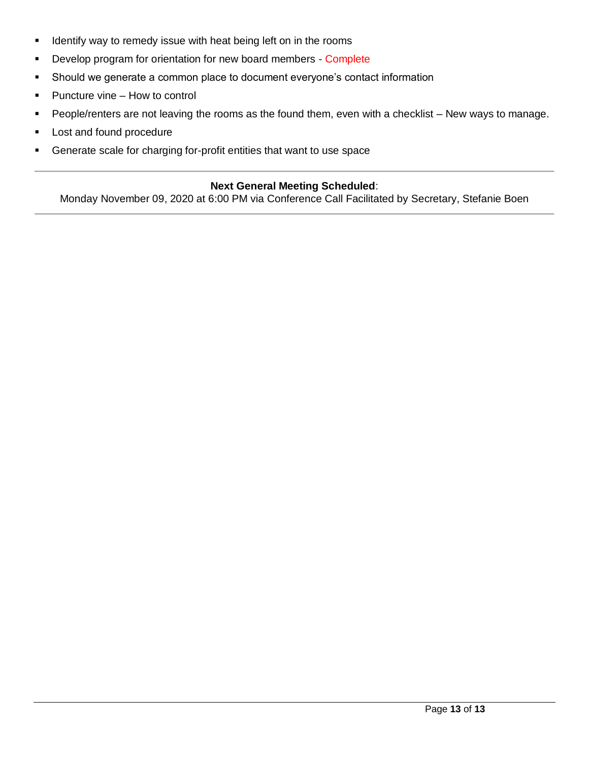- Identify way to remedy issue with heat being left on in the rooms
- Develop program for orientation for new board members - Complete
- Should we generate a common place to document everyone's contact information
- Puncture vine – How to control
- People/renters are not leaving the rooms as the found them, even with a checklist – New ways to manage.
- Lost and found procedure
- Generate scale for charging for-profit entities that want to use space

---

**Next General Meeting Scheduled**:

Monday November 09, 2020 at 6:00 PM via Conference Call Facilitated by Secretary, Stefanie Boen

---